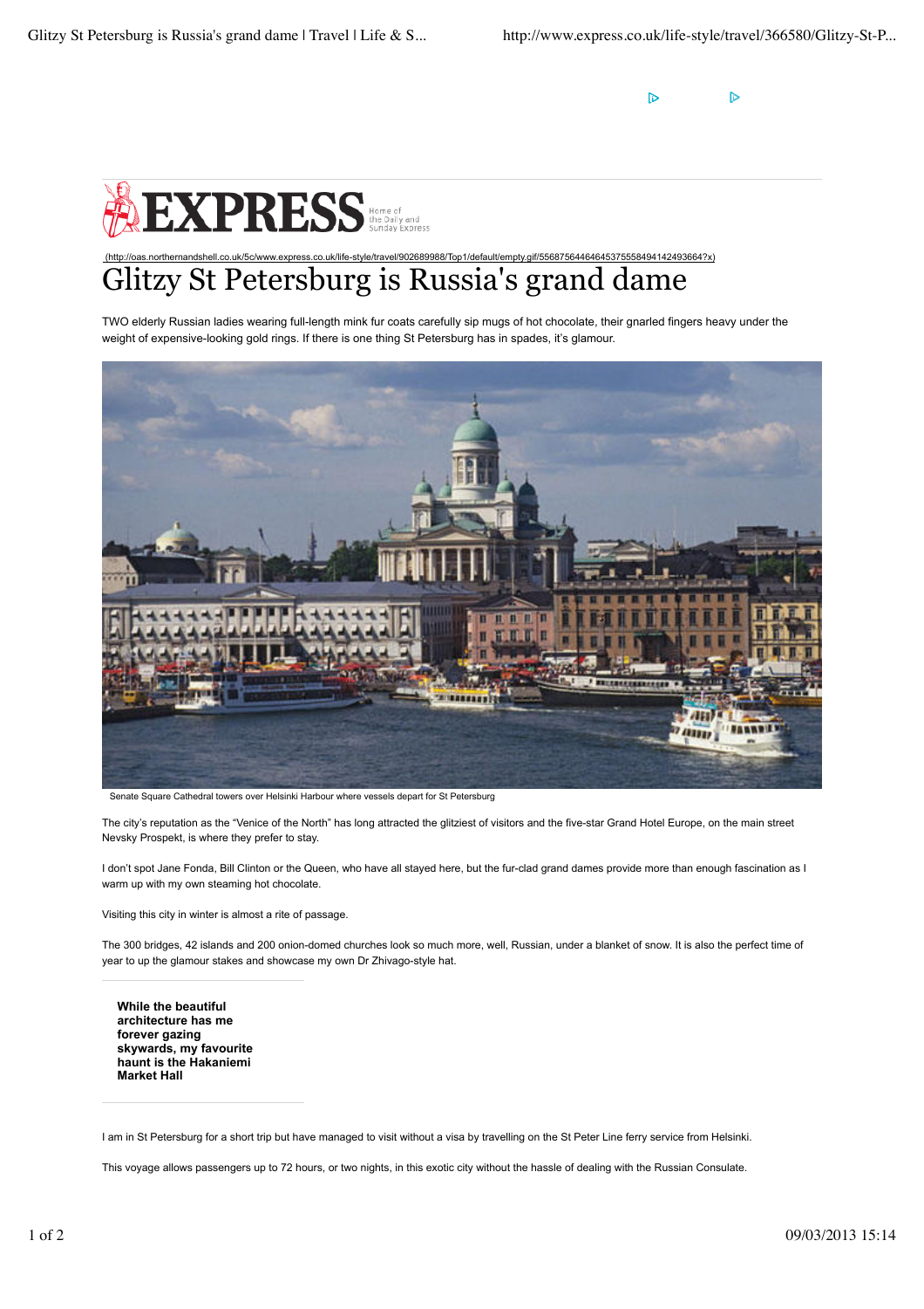# Glitzy St Petersburg is Russia's grand dame

TWO elderly Russian ladies wearing full-length mink fur coats carefully sip mugs of hot chocolate, their gnarled fingers heavy under the weight of expensive-looking gold rings. If there is one thing St Petersburg has in spades, it's glamour.

Senate Square Cathedral towers over Helsinki Harbour where vessels depart for St Petersburg

The city's reputation as the "Venice of the North" has long attracted the glitziest of visitors and the five-star Grand Hotel Europe, on the main street Nevsky Prospekt, is where they prefer to stay.

I don't spot Jane Fonda, Bill Clinton or the Queen, who have all stayed here, but the fur-clad grand dames provide more than enough fascination as I warm up with my own steaming hot chocolate.

Visiting this city in winter is almost a rite of passage.

The 300 bridges, 42 islands and 200 onion-domed churches look so much more, well, Russian, under a blanket of snow. It is also the perfect time of year to up the glamour stakes and showcase my own Dr Zhivago-style hat.

**While the beautiful architecture has me forever gazing skywards, my favourite haunt is the Hakaniemi Market Hall**

I am in St Petersburg for a short trip but have managed to visit without a visa by travelling on the St Peter Line ferry service from Helsinki.

This voyage allows passengers up to 72 hours, or two nights, in this exotic city without the hassle of dealing with the Russian Consulate.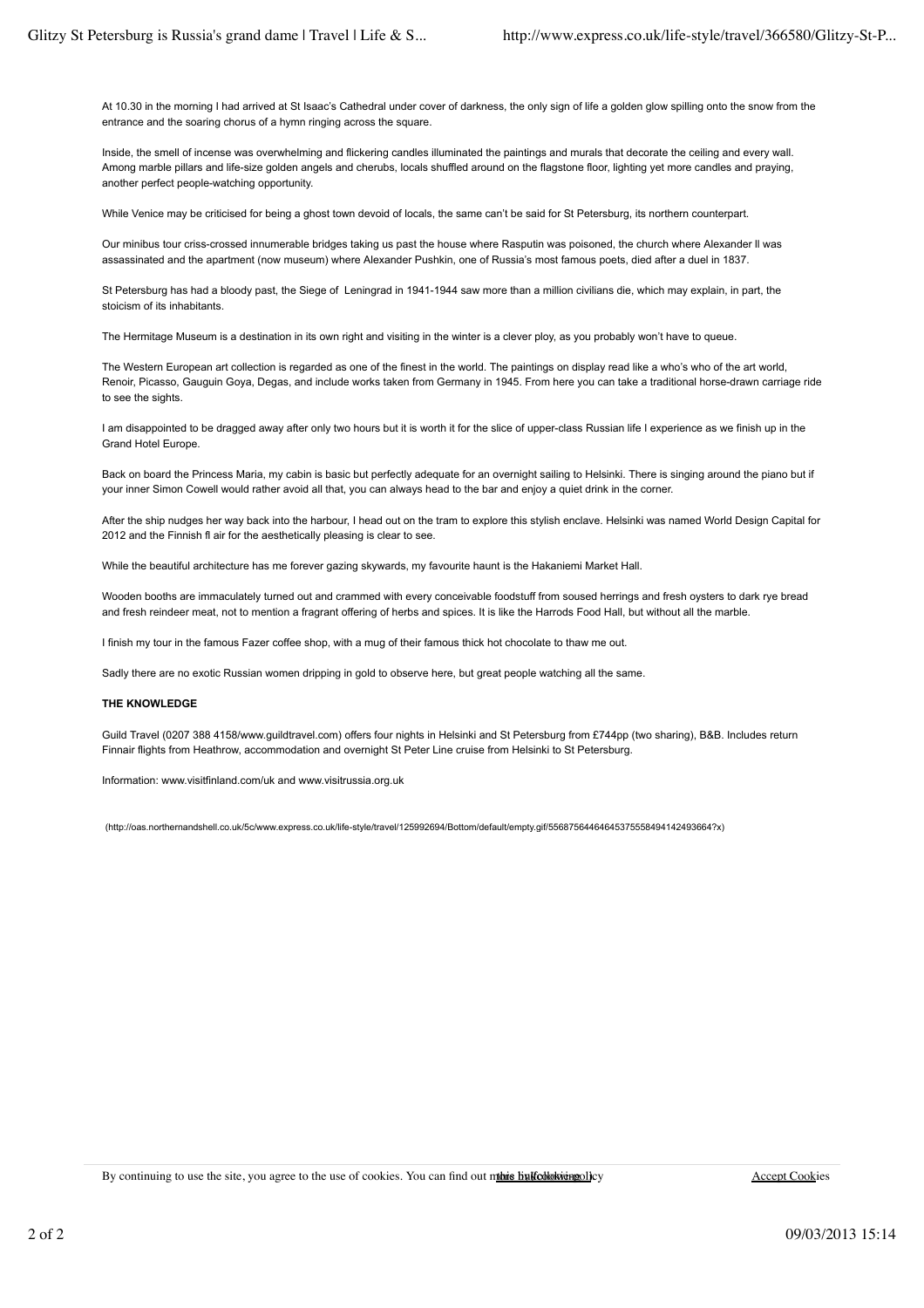At 10.30 in the morning I had arrived at St Isaac's Cathedral under cover of darkness, the only sign of life a golden glow spilling onto the snow from the entrance and the soaring chorus of a hymn ringing across the square.

Inside, the smell of incense was overwhelming and flickering candles illuminated the paintings and murals that decorate the ceiling and every wall. Among marble pillars and life-size golden angels and cherubs, locals shuffled around on the flagstone floor, lighting yet more candles and praying, another perfect people-watching opportunity.

While Venice may be criticised for being a ghost town devoid of locals, the same can't be said for St Petersburg, its northern counterpart.

Our minibus tour criss-crossed innumerable bridges taking us past the house where Rasputin was poisoned, the church where Alexander ll was assassinated and the apartment (now museum) where Alexander Pushkin, one of Russia's most famous poets, died after a duel in 1837.

St Petersburg has had a bloody past, the Siege of Leningrad in 1941-1944 saw more than a million civilians die, which may explain, in part, the stoicism of its inhabitants.

The Hermitage Museum is a destination in its own right and visiting in the winter is a clever ploy, as you probably won't have to queue.

The Western European art collection is regarded as one of the finest in the world. The paintings on display read like a who's who of the art world, Renoir, Picasso, Gauguin Goya, Degas, and include works taken from Germany in 1945. From here you can take a traditional horse-drawn carriage ride to see the sights.

I am disappointed to be dragged away after only two hours but it is worth it for the slice of upper-class Russian life I experience as we finish up in the Grand Hotel Europe.

Back on board the Princess Maria, my cabin is basic but perfectly adequate for an overnight sailing to Helsinki. There is singing around the piano but if your inner Simon Cowell would rather avoid all that, you can always head to the bar and enjoy a quiet drink in the corner.

After the ship nudges her way back into the harbour, I head out on the tram to explore this stylish enclave. Helsinki was named World Design Capital for 2012 and the Finnish fl air for the aesthetically pleasing is clear to see.

While the beautiful architecture has me forever gazing skywards, my favourite haunt is the Hakaniemi Market Hall.

Wooden booths are immaculately turned out and crammed with every conceivable foodstuff from soused herrings and fresh oysters to dark rye bread and fresh reindeer meat, not to mention a fragrant offering of herbs and spices. It is like the Harrods Food Hall, but without all the marble.

I finish my tour in the famous Fazer coffee shop, with a mug of their famous thick hot chocolate to thaw me out.

Sadly there are no exotic Russian women dripping in gold to observe here, but great people watching all the same.

**THE KNOWLEDGE**

Guild Travel (0207 388 4158/www.guildtravel.com) offers four nights in Helsinki and St Petersburg from £744pp (two sharing), B&B. Includes return Finnair flights from Heathrow, accommodation and overnight St Peter Line cruise from Helsinki to St Petersburg.

Information: www.visitfinland.com/uk and www.visitrussia.org.uk

(http://oas.northernandshell.co.uk/5c/www.express.co.uk/life-style/travel/125992694/Bottom/default/empty.gif/556875644646453755584941424936 64?x)

By continuing to use the site, you agree to the use of cookies. You can find out more by following this link to our cookie policy

Accept Cookies